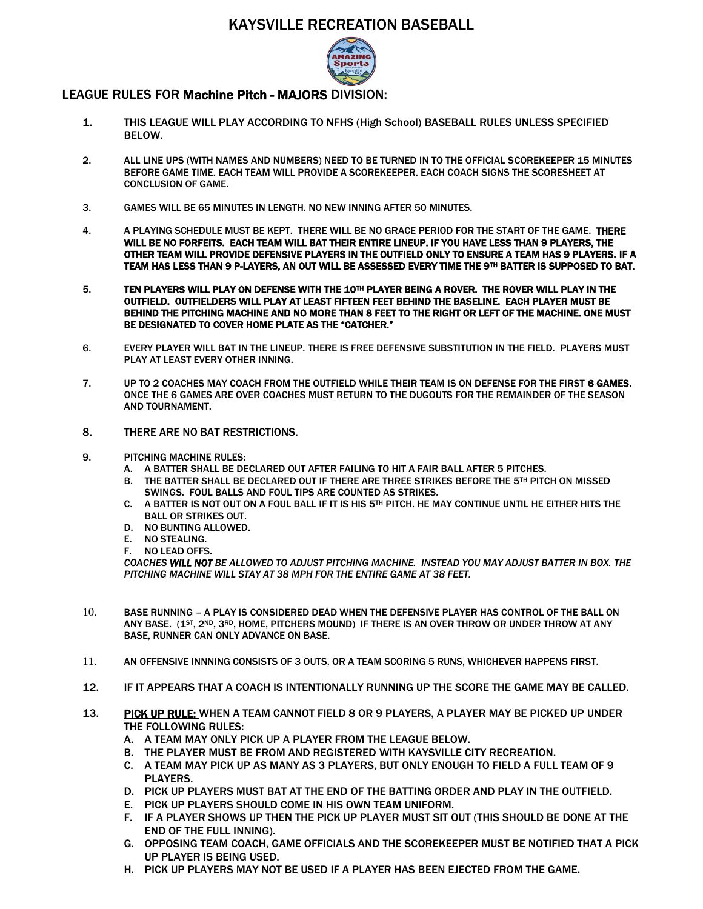# KAYSVILLE RECREATION BASEBALL

## LEAGUE RULES FOR Machine Pitch - MAJORS DIVISION:

1. THIS LEAGUE WILL PLAY ACCORDING TO NFHS (High School) BASEBALL RULES UNLESS SPECIFIED BELOW.

2. ALL LINE UPS (WITH NAMES AND NUMBERS) NEED TO BE TURNED IN TO THE OFFICIAL SCOREKEEPER 15 MINUTES BEFORE GAME TIME. EACH TEAM WILL PROVIDE A SCOREKEEPER. EACH COACH SIGNS THE SCORESHEET AT CONCLUSION OF GAME.

3. GAMES WILL BE 65 MINUTES IN LENGTH. NO NEW INNING AFTER 50 MINUTES.

4. A PLAYING SCHEDULE MUST BE KEPT. THERE WILL BE NO GRACE PERIOD FOR THE START OF THE GAME. **THERE WILL BE NO FORFEITS. EACH TEAM WILL BAT THEIR ENTIRE LINEUP. IF YOU HAVE LESS THAN 9 PLAYERS, THE OTHER TEAM WILL PROVIDE DEFENSIVE PLAYERS IN THE OUTFIELD ONLY TO ENSURE A TEAM HAS 9 PLAYERS. IF A TEAM HAS LESS THAN 9 P-LAYERS, AN OUT WILL BE ASSESSED EVERY TIME THE 9TH BATTER IS SUPPOSED TO BAT.**

5. **TEN PLAYERS WILL PLAY ON DEFENSE WITH THE 10TH PLAYER BEING A ROVER. THE ROVER WILL PLAY IN THE OUTFIELD. OUTFIELDERS WILL PLAY AT LEAST FIFTEEN FEET BEHIND THE BASELINE. EACH PLAYER MUST BE BEHIND THE PITCHING MACHINE AND NO MORE THAN 8 FEET TO THE RIGHT OR LEFT OF THE MACHINE. ONE MUST BE DESIGNATED TO COVER HOME PLATE AS THE "CATCHER."**

6. EVERY PLAYER WILL BAT IN THE LINEUP. THERE IS FREE DEFENSIVE SUBSTITUTION IN THE FIELD. PLAYERS MUST PLAY AT LEAST EVERY OTHER INNING.

7. UP TO 2 COACHES MAY COACH FROM THE OUTFIELD WHILE THEIR TEAM IS ON DEFENSE FOR THE FIRST **6 GAMES**. ONCE THE 6 GAMES ARE OVER COACHES MUST RETURN TO THE DUGOUTS FOR THE REMAINDER OF THE SEASON AND TOURNAMENT.

8. THERE ARE NO BAT RESTRICTIONS.

9. PITCHING MACHINE RULES:
   A. A BATTER SHALL BE DECLARED OUT AFTER FAILING TO HIT A FAIR BALL AFTER 5 PITCHES.
   B. THE BATTER SHALL BE DECLARED OUT IF THERE ARE THREE STRIKES BEFORE THE 5TH PITCH ON MISSED SWINGS. FOUL BALLS AND FOUL TIPS ARE COUNTED AS STRIKES.
   C. A BATTER IS NOT OUT ON A FOUL BALL IF IT IS HIS 5TH PITCH. HE MAY CONTINUE UNTIL HE EITHER HITS THE BALL OR STRIKES OUT.
   D. NO BUNTING ALLOWED.
   E. NO STEALING.
   F. NO LEAD OFFS.

   *COACHES **WILL NOT** BE ALLOWED TO ADJUST PITCHING MACHINE. INSTEAD YOU MAY ADJUST BATTER IN BOX. THE PITCHING MACHINE WILL STAY AT 38 MPH FOR THE ENTIRE GAME AT 38 FEET.*

10. BASE RUNNING – A PLAY IS CONSIDERED DEAD WHEN THE DEFENSIVE PLAYER HAS CONTROL OF THE BALL ON ANY BASE. (1ST, 2ND, 3RD, HOME, PITCHERS MOUND) IF THERE IS AN OVER THROW OR UNDER THROW AT ANY BASE, RUNNER CAN ONLY ADVANCE ON BASE.

11. AN OFFENSIVE INNNING CONSISTS OF 3 OUTS, OR A TEAM SCORING 5 RUNS, WHICHEVER HAPPENS FIRST.

12. IF IT APPEARS THAT A COACH IS INTENTIONALLY RUNNING UP THE SCORE THE GAME MAY BE CALLED.

13. **PICK UP RULE:** WHEN A TEAM CANNOT FIELD 8 OR 9 PLAYERS, A PLAYER MAY BE PICKED UP UNDER THE FOLLOWING RULES:
    A. A TEAM MAY ONLY PICK UP A PLAYER FROM THE LEAGUE BELOW.
    B. THE PLAYER MUST BE FROM AND REGISTERED WITH KAYSVILLE CITY RECREATION.
    C. A TEAM MAY PICK UP AS MANY AS 3 PLAYERS, BUT ONLY ENOUGH TO FIELD A FULL TEAM OF 9 PLAYERS.
    D. PICK UP PLAYERS MUST BAT AT THE END OF THE BATTING ORDER AND PLAY IN THE OUTFIELD.
    E. PICK UP PLAYERS SHOULD COME IN HIS OWN TEAM UNIFORM.
    F. IF A PLAYER SHOWS UP THEN THE PICK UP PLAYER MUST SIT OUT (THIS SHOULD BE DONE AT THE END OF THE FULL INNING).
    G. OPPOSING TEAM COACH, GAME OFFICIALS AND THE SCOREKEEPER MUST BE NOTIFIED THAT A PICK UP PLAYER IS BEING USED.
    H. PICK UP PLAYERS MAY NOT BE USED IF A PLAYER HAS BEEN EJECTED FROM THE GAME.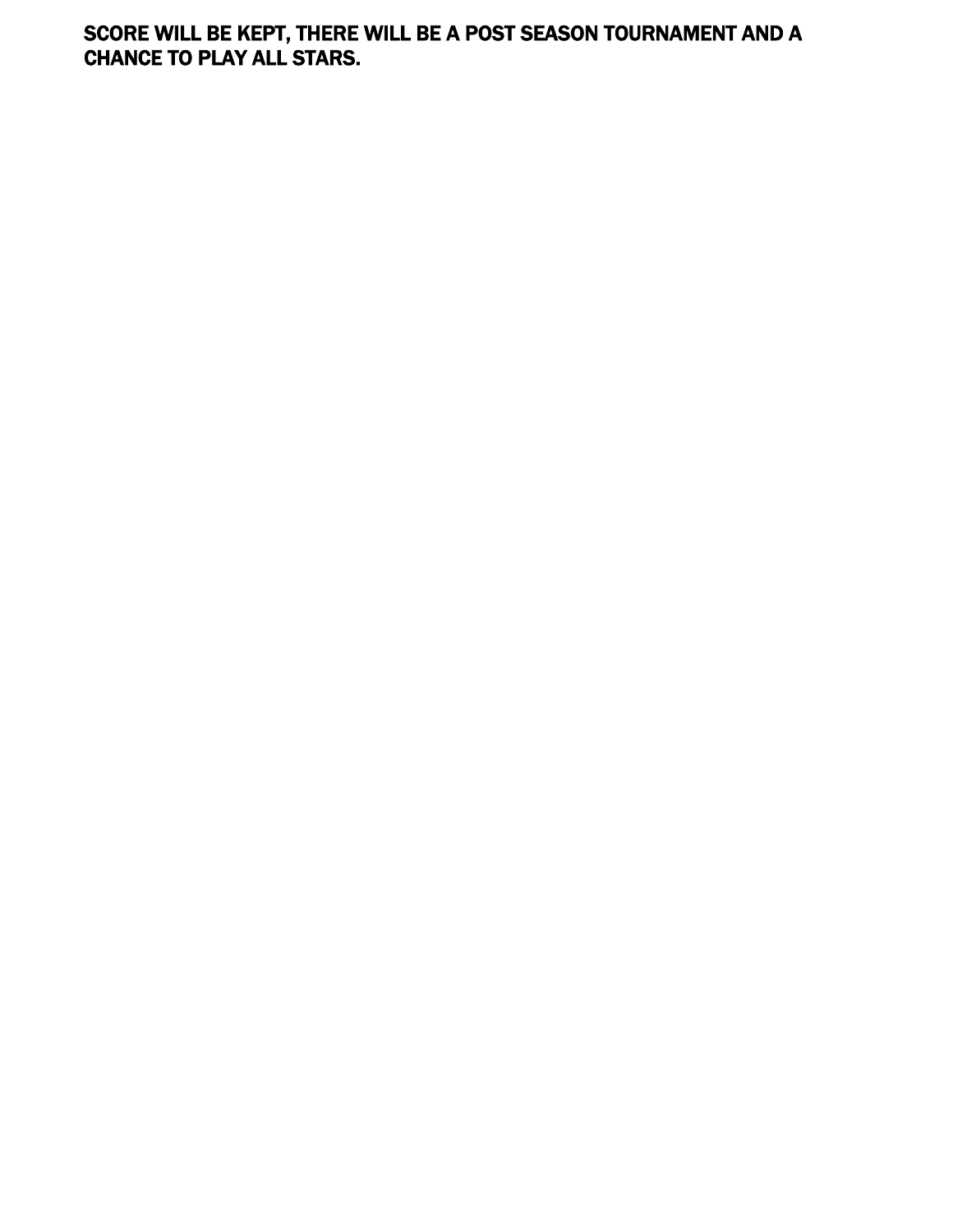**SCORE WILL BE KEPT, THERE WILL BE A POST SEASON TOURNAMENT AND A CHANCE TO PLAY ALL STARS.**